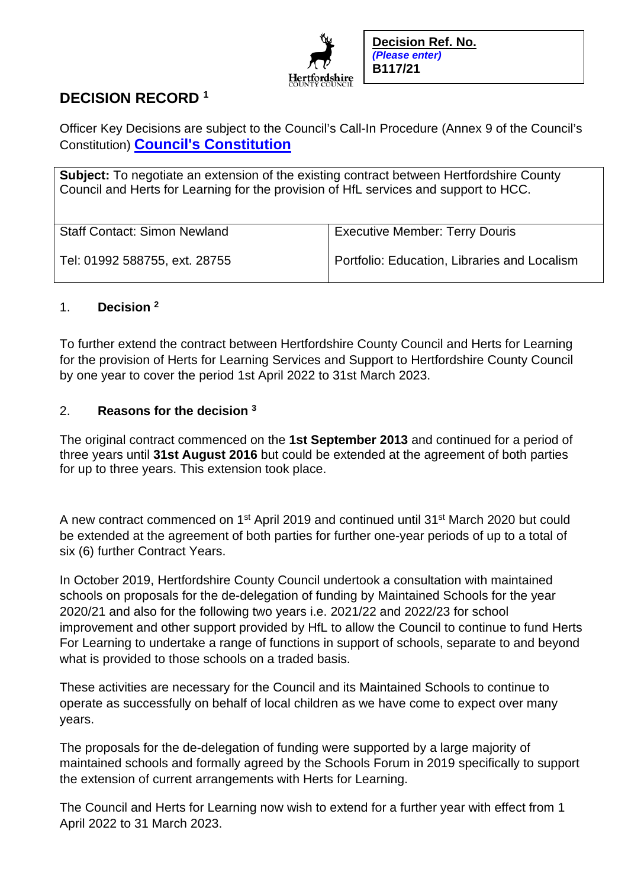**Decision Ref. No.**
*(Please enter)*
**B117/21**

# DECISION RECORD [1]

Officer Key Decisions are subject to the Council's Call-In Procedure (Annex 9 of the Council's Constitution) **Council's Constitution**

| **Subject:** To negotiate an extension of the existing contract between Hertfordshire County Council and Herts for Learning for the provision of HfL services and support to HCC. | |
|---|---|
| Staff Contact: Simon Newland | Executive Member: Terry Douris |
| Tel: 01992 588755, ext. 28755 | Portfolio: Education, Libraries and Localism |

## 1. Decision [2]

To further extend the contract between Hertfordshire County Council and Herts for Learning for the provision of Herts for Learning Services and Support to Hertfordshire County Council by one year to cover the period 1st April 2022 to 31st March 2023.

## 2. Reasons for the decision [3]

The original contract commenced on the **1st September 2013** and continued for a period of three years until **31st August 2016** but could be extended at the agreement of both parties for up to three years. This extension took place.

A new contract commenced on 1st April 2019 and continued until 31st March 2020 but could be extended at the agreement of both parties for further one-year periods of up to a total of six (6) further Contract Years.

In October 2019, Hertfordshire County Council undertook a consultation with maintained schools on proposals for the de-delegation of funding by Maintained Schools for the year 2020/21 and also for the following two years i.e. 2021/22 and 2022/23 for school improvement and other support provided by HfL to allow the Council to continue to fund Herts For Learning to undertake a range of functions in support of schools, separate to and beyond what is provided to those schools on a traded basis.

These activities are necessary for the Council and its Maintained Schools to continue to operate as successfully on behalf of local children as we have come to expect over many years.

The proposals for the de-delegation of funding were supported by a large majority of maintained schools and formally agreed by the Schools Forum in 2019 specifically to support the extension of current arrangements with Herts for Learning.

The Council and Herts for Learning now wish to extend for a further year with effect from 1 April 2022 to 31 March 2023.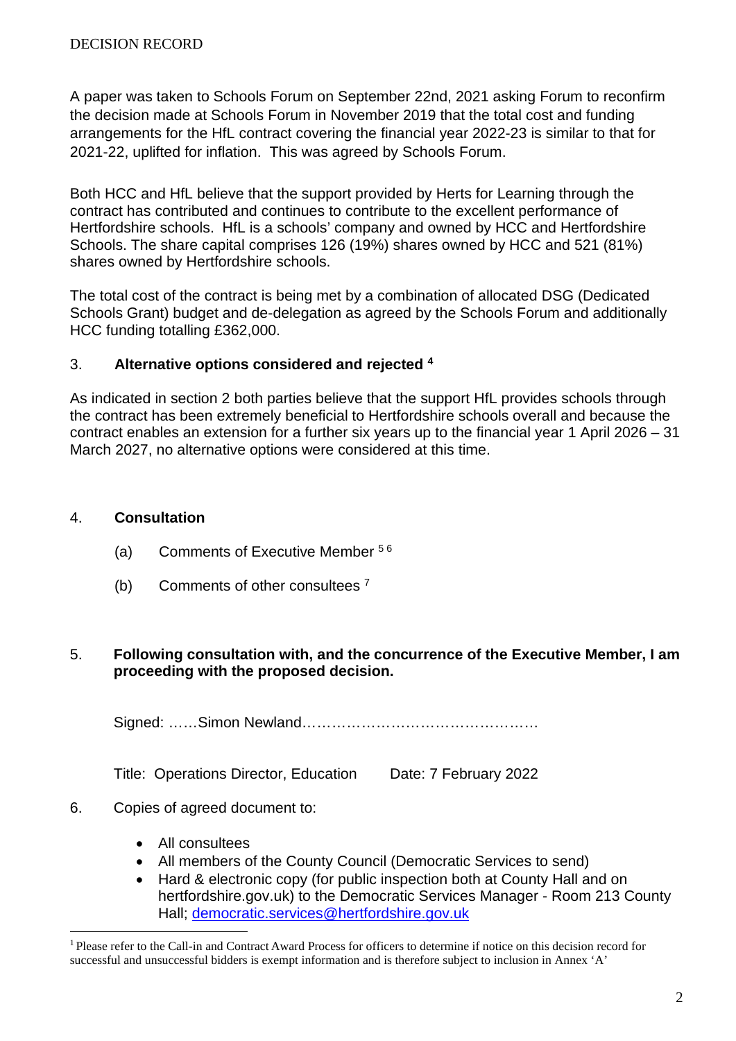DECISION RECORD

A paper was taken to Schools Forum on September 22nd, 2021 asking Forum to reconfirm the decision made at Schools Forum in November 2019 that the total cost and funding arrangements for the HfL contract covering the financial year 2022-23 is similar to that for 2021-22, uplifted for inflation. This was agreed by Schools Forum.

Both HCC and HfL believe that the support provided by Herts for Learning through the contract has contributed and continues to contribute to the excellent performance of Hertfordshire schools. HfL is a schools' company and owned by HCC and Hertfordshire Schools. The share capital comprises 126 (19%) shares owned by HCC and 521 (81%) shares owned by Hertfordshire schools.

The total cost of the contract is being met by a combination of allocated DSG (Dedicated Schools Grant) budget and de-delegation as agreed by the Schools Forum and additionally HCC funding totalling £362,000.

3. **Alternative options considered and rejected [4]**

As indicated in section 2 both parties believe that the support HfL provides schools through the contract has been extremely beneficial to Hertfordshire schools overall and because the contract enables an extension for a further six years up to the financial year 1 April 2026 – 31 March 2027, no alternative options were considered at this time.

4. **Consultation**

   (a) Comments of Executive Member [5 6]

   (b) Comments of other consultees [7]

5. **Following consultation with, and the concurrence of the Executive Member, I am proceeding with the proposed decision.**

   Signed: ……Simon Newland…………………………………………

   Title: Operations Director, Education Date: 7 February 2022

6. Copies of agreed document to:

   - All consultees
   - All members of the County Council (Democratic Services to send)
   - Hard & electronic copy (for public inspection both at County Hall and on hertfordshire.gov.uk) to the Democratic Services Manager - Room 213 County Hall; democratic.services@hertfordshire.gov.uk

[1] Please refer to the Call-in and Contract Award Process for officers to determine if notice on this decision record for successful and unsuccessful bidders is exempt information and is therefore subject to inclusion in Annex 'A'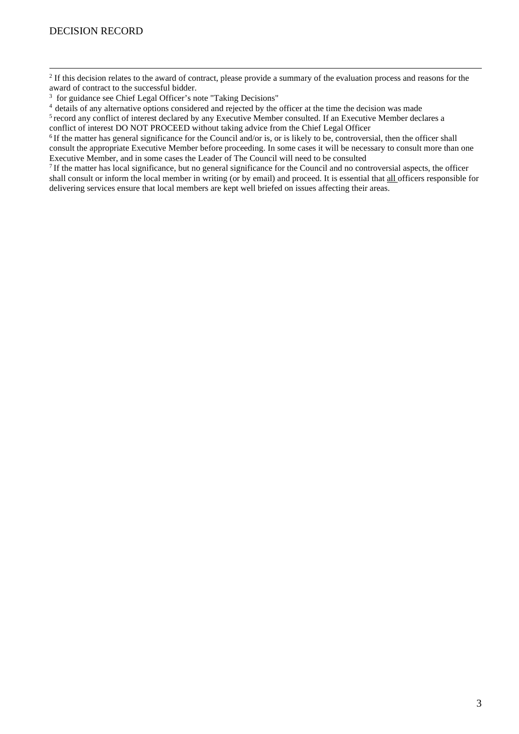[2] If this decision relates to the award of contract, please provide a summary of the evaluation process and reasons for the award of contract to the successful bidder.

[3] for guidance see Chief Legal Officer's note "Taking Decisions"

[4] details of any alternative options considered and rejected by the officer at the time the decision was made

[5] record any conflict of interest declared by any Executive Member consulted. If an Executive Member declares a conflict of interest DO NOT PROCEED without taking advice from the Chief Legal Officer

[6] If the matter has general significance for the Council and/or is, or is likely to be, controversial, then the officer shall consult the appropriate Executive Member before proceeding. In some cases it will be necessary to consult more than one Executive Member, and in some cases the Leader of The Council will need to be consulted

[7] If the matter has local significance, but no general significance for the Council and no controversial aspects, the officer shall consult or inform the local member in writing (or by email) and proceed. It is essential that <u>all</u> officers responsible for delivering services ensure that local members are kept well briefed on issues affecting their areas.